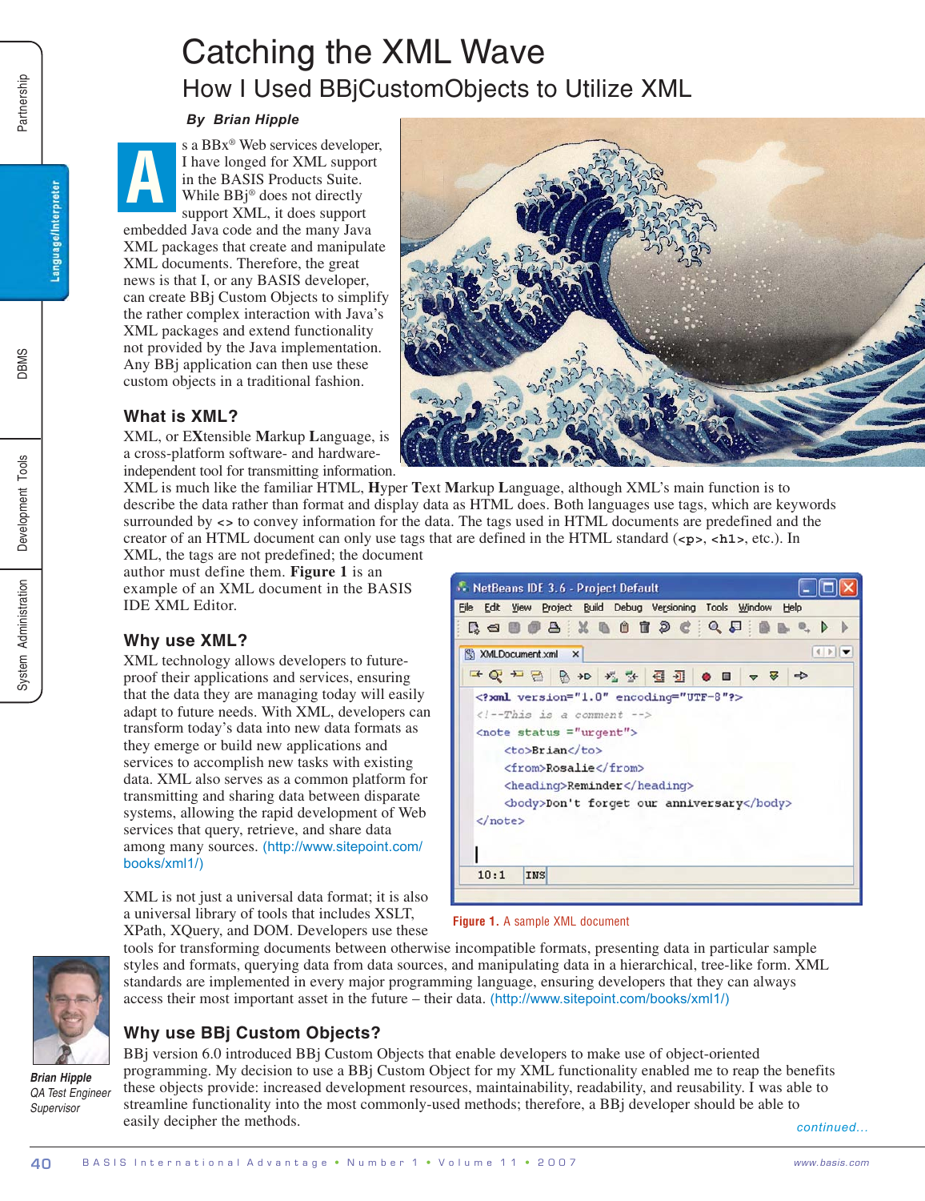# Catching the XML Wave

## How I Used BBjCustomObjects to Utilize XML

***By Brian Hipple***

As a BBx® Web services developer, I have longed for XML support in the BASIS Products Suite. While BBj® does not directly support XML, it does support embedded Java code and the many Java XML packages that create and manipulate XML documents. Therefore, the great news is that I, or any BASIS developer, can create BBj Custom Objects to simplify the rather complex interaction with Java's XML packages and extend functionality not provided by the Java implementation. Any BBj application can then use these custom objects in a traditional fashion.

### What is XML?

XML, or **EX**tensible **M**arkup **L**anguage, is a cross-platform software- and hardware-independent tool for transmitting information. XML is much like the familiar HTML, **H**yper **T**ext **M**arkup **L**anguage, although XML's main function is to describe the data rather than format and display data as HTML does. Both languages use tags, which are keywords surrounded by `<>` to convey information for the data. The tags used in HTML documents are predefined and the creator of an HTML document can only use tags that are defined in the HTML standard (`<p>`, `<h1>`, etc.). In XML, the tags are not predefined; the document author must define them. **Figure 1** is an example of an XML document in the BASIS IDE XML Editor.

```
<?xml version="1.0" encoding="UTF-8"?>
<!--This is a comment -->
<note status ="urgent">
    <to>Brian</to>
    <from>Rosalie</from>
    <heading>Reminder</heading>
    <body>Don't forget our anniversary</body>
</note>
```

**Figure 1.** A sample XML document

### Why use XML?

XML technology allows developers to future-proof their applications and services, ensuring that the data they are managing today will easily adapt to future needs. With XML, developers can transform today's data into new data formats as they emerge or build new applications and services to accomplish new tasks with existing data. XML also serves as a common platform for transmitting and sharing data between disparate systems, allowing the rapid development of Web services that query, retrieve, and share data among many sources. (http://www.sitepoint.com/books/xml1/)

XML is not just a universal data format; it is also a universal library of tools that includes XSLT, XPath, XQuery, and DOM. Developers use these tools for transforming documents between otherwise incompatible formats, presenting data in particular sample styles and formats, querying data from data sources, and manipulating data in a hierarchical, tree-like form. XML standards are implemented in every major programming language, ensuring developers that they can always access their most important asset in the future – their data. (http://www.sitepoint.com/books/xml1/)

***Brian Hipple***
*QA Test Engineer Supervisor*

### Why use BBj Custom Objects?

BBj version 6.0 introduced BBj Custom Objects that enable developers to make use of object-oriented programming. My decision to use a BBj Custom Object for my XML functionality enabled me to reap the benefits these objects provide: increased development resources, maintainability, readability, and reusability. I was able to streamline functionality into the most commonly-used methods; therefore, a BBj developer should be able to easily decipher the methods.

*continued...*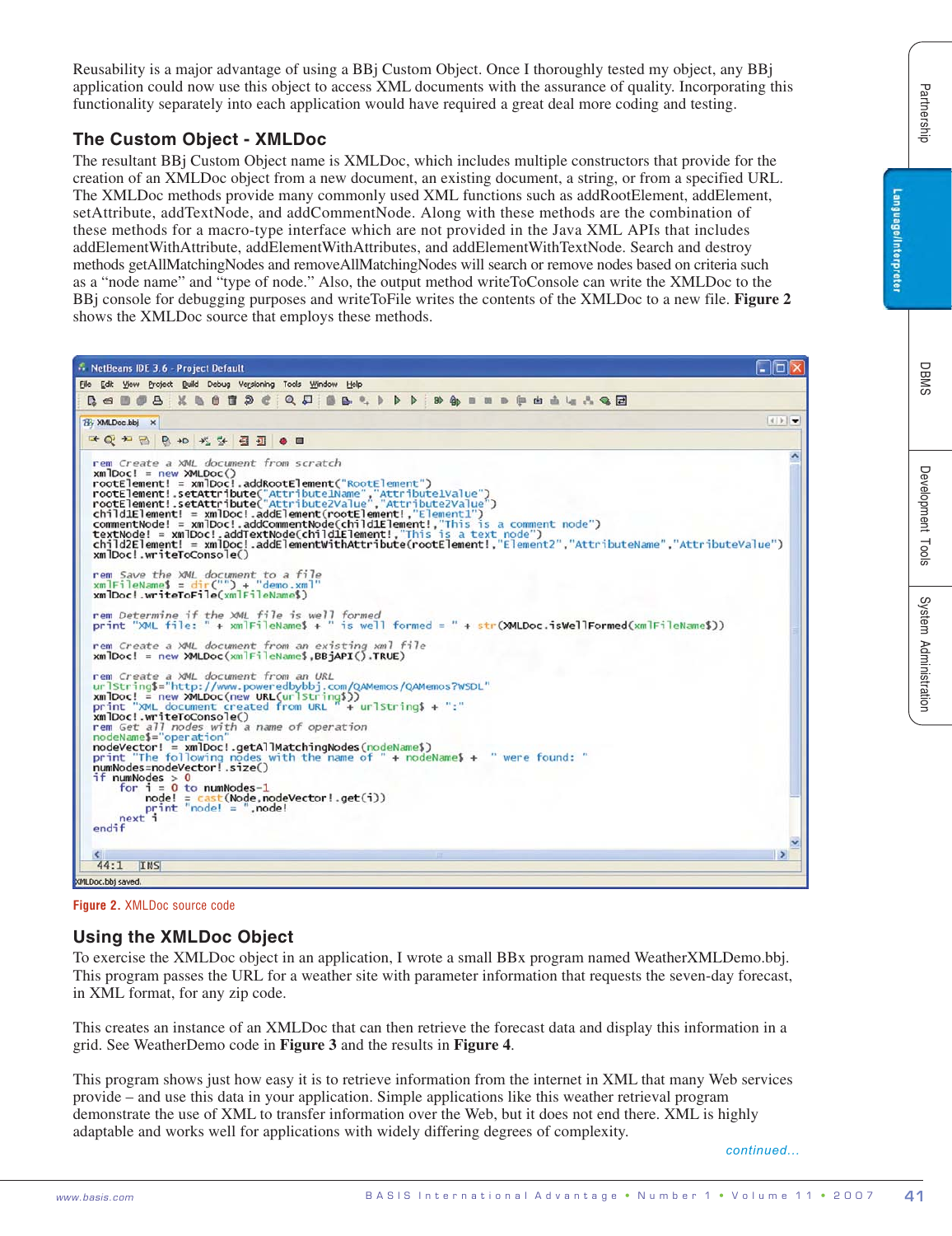Reusability is a major advantage of using a BBj Custom Object. Once I thoroughly tested my object, any BBj application could now use this object to access XML documents with the assurance of quality. Incorporating this functionality separately into each application would have required a great deal more coding and testing.

## The Custom Object - XMLDoc

The resultant BBj Custom Object name is XMLDoc, which includes multiple constructors that provide for the creation of an XMLDoc object from a new document, an existing document, a string, or from a specified URL. The XMLDoc methods provide many commonly used XML functions such as addRootElement, addElement, setAttribute, addTextNode, and addCommentNode. Along with these methods are the combination of these methods for a macro-type interface which are not provided in the Java XML APIs that includes addElementWithAttribute, addElementWithAttributes, and addElementWithTextNode. Search and destroy methods getAllMatchingNodes and removeAllMatchingNodes will search or remove nodes based on criteria such as a "node name" and "type of node." Also, the output method writeToConsole can write the XMLDoc to the BBj console for debugging purposes and writeToFile writes the contents of the XMLDoc to a new file. **Figure 2** shows the XMLDoc source that employs these methods.

```
rem Create a XML document from scratch
xmlDoc! = new XMLDoc()
rootElement! = xmlDoc!.addRootElement("RootElement")
rootElement!.setAttribute("Attribute1Name","Attribute1Value")
rootElement!.setAttribute("Attribute2Value","Attribute2Value")
child1Element! = xmlDoc!.addElement(rootElement!,"Element1")
commentNode! = xmlDoc!.addCommentNode(child1Element!,"This is a comment node")
textNode! = xmlDoc!.addTextNode(child1Element!,"This is a text node")
child2Element! = xmlDoc!.addElementWithAttribute(rootElement!,"Element2","AttributeName","AttributeValue")
xmlDoc!.writeToConsole()

rem Save the XML document to a file
xmlFileName$ = dir("") + "demo.xml"
xmlDoc!.writeToFile(xmlFileName$)

rem Determine if the XML file is well formed
print "XML file: " + xmlFileName$ + " is well formed = " + str(XMLDoc.isWellFormed(xmlFileName$))

rem Create a XML document from an existing xml file
xmlDoc! = new XMLDoc(xmlFileName$,BBjAPI().TRUE)

rem Create a XML document from an URL
urlString$="http://www.poweredbybbj.com/QAMemos/QAMemos?WSDL"
xmlDoc! = new XMLDoc(new URL(urlString$))
print "XML document created from URL " + urlString$ + ":"
xmlDoc!.writeToConsole()
rem Get all nodes with a name of operation
nodeName$="operation"
nodeVector! = xmlDoc!.getAllMatchingNodes(nodeName$)
print "The following nodes with the name of " + nodeName$ + " were found: "
numNodes=nodeVector!.size()
if numNodes > 0
    for i = 0 to numNodes-1
        node! = cast(Node,nodeVector!.get(i))
        print "node! = ",node!
    next i
endif
```

Figure 2. XMLDoc source code

## Using the XMLDoc Object

To exercise the XMLDoc object in an application, I wrote a small BBx program named WeatherXMLDemo.bbj. This program passes the URL for a weather site with parameter information that requests the seven-day forecast, in XML format, for any zip code.

This creates an instance of an XMLDoc that can then retrieve the forecast data and display this information in a grid. See WeatherDemo code in **Figure 3** and the results in **Figure 4**.

This program shows just how easy it is to retrieve information from the internet in XML that many Web services provide – and use this data in your application. Simple applications like this weather retrieval program demonstrate the use of XML to transfer information over the Web, but it does not end there. XML is highly adaptable and works well for applications with widely differing degrees of complexity.

*continued...*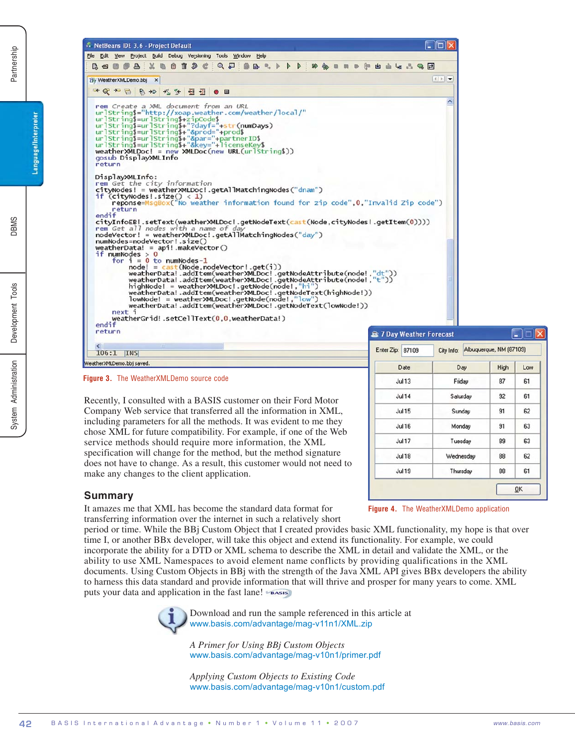```
rem Create a XML document from an URL
urlString$="http://xoap.weather.com/weather/local/"
urlString$=urlString$+zipCode$
urlString$=urlString$+"?dayf="+str(numDays)
urlString$=urlString$+"&prod="+prod$
urlString$=urlString$+"&par="+partnerID$
urlString$=urlString$+"&key="+licenseKey$
weatherXMLDoc! = new XMLDoc(new URL(urlString$))
gosub DisplayXMLInfo
return

DisplayXMLInfo:
rem Get the city information
cityNodes! = weatherXMLDoc!.getAllMatchingNodes("dnam")
if (cityNodes!.size() < 1)
    reponse=MsgBox("No weather information found for zip code",0,"Invalid Zip code")
    return
endif
cityInfoEB!.setText(weatherXMLDoc!.getNodeText(cast(Node,cityNodes!.getItem(0))))
rem Get all nodes with a name of day
nodeVector! = weatherXMLDoc!.getAllMatchingNodes("day")
numNodes=nodeVector!.size()
weatherData! = api!.makeVector()
if numNodes > 0
    for i = 0 to numNodes-1
        node! = cast(Node,nodeVector!.get(i))
        weatherData!.addItem(weatherXMLDoc!.getNodeAttribute(node!,"dt"))
        weatherData!.addItem(weatherXMLDoc!.getNodeAttribute(node!,"t"))
        highNode! = weatherXMLDoc!.getNode(node!,"hi")
        weatherData!.addItem(weatherXMLDoc!.getNodeText(highNode!))
        lowNode! = weatherXMLDoc!.getNode(node!,"low")
        weatherData!.addItem(weatherXMLDoc!.getNodeText(lowNode!))
    next i
    weatherGrid!.setCellText(0,0,weatherData!)
endif
return
```

**Figure 3.** The WeatherXMLDemo source code

7 Day Weather Forecast

Enter Zip: 87109 City Info: Albuquerque, NM (87109)

| Date | Day | High | Low |
|---|---|---|---|
| Jul 13 | Friday | 87 | 61 |
| Jul 14 | Saturday | 92 | 61 |
| Jul 15 | Sunday | 91 | 62 |
| Jul 16 | Monday | 91 | 63 |
| Jul 17 | Tuesday | 89 | 63 |
| Jul 18 | Wednesday | 88 | 62 |
| Jul 19 | Thursday | 88 | 61 |

OK

**Figure 4.** The WeatherXMLDemo application

Recently, I consulted with a BASIS customer on their Ford Motor Company Web service that transferred all the information in XML, including parameters for all the methods. It was evident to me they chose XML for future compatibility. For example, if one of the Web service methods should require more information, the XML specification will change for the method, but the method signature does not have to change. As a result, this customer would not need to make any changes to the client application.

## Summary

It amazes me that XML has become the standard data format for transferring information over the internet in such a relatively short period or time. While the BBj Custom Object that I created provides basic XML functionality, my hope is that over time I, or another BBx developer, will take this object and extend its functionality. For example, we could incorporate the ability for a DTD or XML schema to describe the XML in detail and validate the XML, or the ability to use XML Namespaces to avoid element name conflicts by providing qualifications in the XML documents. Using Custom Objects in BBj with the strength of the Java XML API gives BBx developers the ability to harness this data standard and provide information that will thrive and prosper for many years to come. XML puts your data and application in the fast lane!

Download and run the sample referenced in this article at
www.basis.com/advantage/mag-v11n1/XML.zip

*A Primer for Using BBj Custom Objects*
www.basis.com/advantage/mag-v10n1/primer.pdf

*Applying Custom Objects to Existing Code*
www.basis.com/advantage/mag-v10n1/custom.pdf